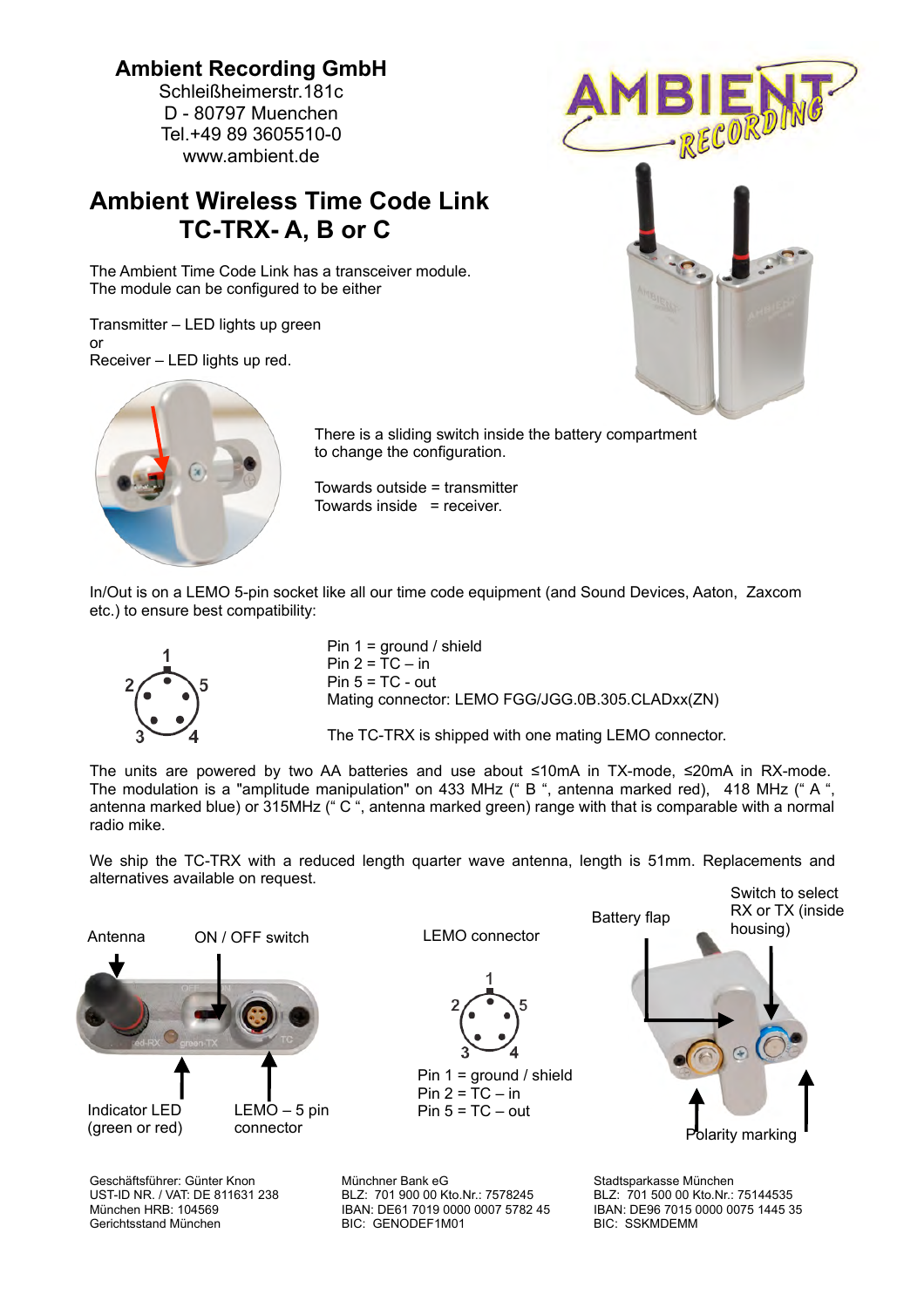**Ambient Recording GmbH**
Schleißheimerstr.181c
D - 80797 Muenchen
Tel.+49 89 3605510-0
www.ambient.de

# Ambient Wireless Time Code Link
# TC-TRX- A, B or C

The Ambient Time Code Link has a transceiver module.
The module can be configured to be either

Transmitter – LED lights up green
or
Receiver – LED lights up red.

There is a sliding switch inside the battery compartment to change the configuration.

Towards outside = transmitter
Towards inside = receiver.

In/Out is on a LEMO 5-pin socket like all our time code equipment (and Sound Devices, Aaton, Zaxcom etc.) to ensure best compatibility:

Pin 1 = ground / shield
Pin 2 = TC – in
Pin 5 = TC - out
Mating connector: LEMO FGG/JGG.0B.305.CLADxx(ZN)

The TC-TRX is shipped with one mating LEMO connector.

The units are powered by two AA batteries and use about ≤10mA in TX-mode, ≤20mA in RX-mode. The modulation is a "amplitude manipulation" on 433 MHz (" B ", antenna marked red), 418 MHz (" A ", antenna marked blue) or 315MHz (" C ", antenna marked green) range with that is comparable with a normal radio mike.

We ship the TC-TRX with a reduced length quarter wave antenna, length is 51mm. Replacements and alternatives available on request.

Antenna

ON / OFF switch

Indicator LED (green or red)

LEMO – 5 pin connector

LEMO connector

Pin 1 = ground / shield
Pin 2 = TC – in
Pin 5 = TC – out

Battery flap

Switch to select RX or TX (inside housing)

Polarity marking

Geschäftsführer: Günter Knon
UST-ID NR. / VAT: DE 811631 238
München HRB: 104569
Gerichtsstand München

Münchner Bank eG
BLZ: 701 900 00 Kto.Nr.: 7578245
IBAN: DE61 7019 0000 0007 5782 45
BIC: GENODEF1M01

Stadtsparkasse München
BLZ: 701 500 00 Kto.Nr.: 75144535
IBAN: DE96 7015 0000 0075 1445 35
BIC: SSKMDEMM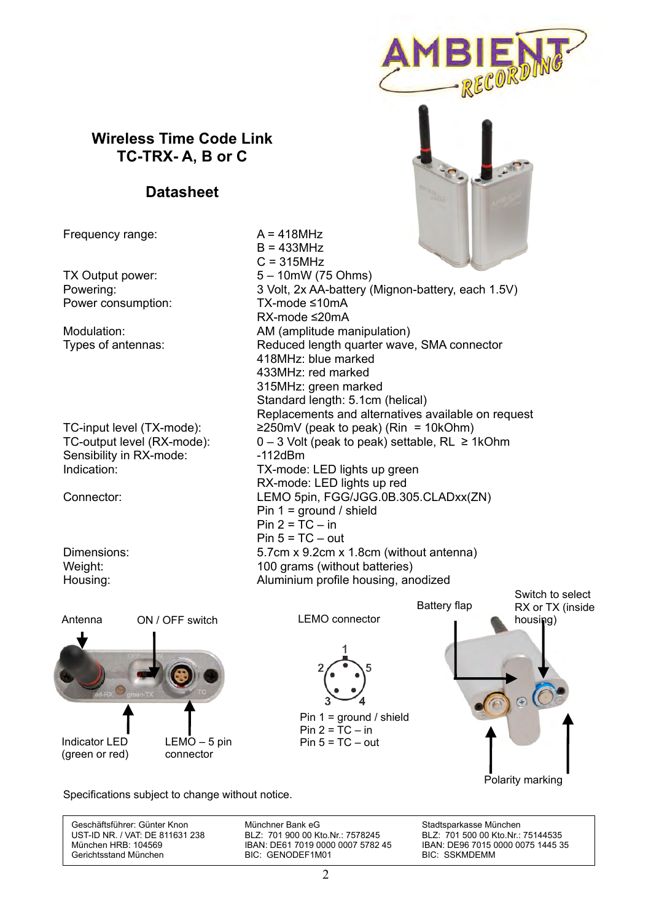# Wireless Time Code Link TC-TRX- A, B or C

## Datasheet

| | |
|---|---|
| Frequency range: | A = 418MHz<br>B = 433MHz<br>C = 315MHz |
| TX Output power: | 5 – 10mW (75 Ohms) |
| Powering: | 3 Volt, 2x AA-battery (Mignon-battery, each 1.5V) |
| Power consumption: | TX-mode ≤10mA<br>RX-mode ≤20mA |
| Modulation: | AM (amplitude manipulation) |
| Types of antennas: | Reduced length quarter wave, SMA connector<br>418MHz: blue marked<br>433MHz: red marked<br>315MHz: green marked<br>Standard length: 5.1cm (helical)<br>Replacements and alternatives available on request |
| TC-input level (TX-mode): | ≥250mV (peak to peak) (Rin = 10kOhm) |
| TC-output level (RX-mode): | 0 – 3 Volt (peak to peak) settable, RL ≥ 1kOhm |
| Sensibility in RX-mode: | -112dBm |
| Indication: | TX-mode: LED lights up green<br>RX-mode: LED lights up red |
| Connector: | LEMO 5pin, FGG/JGG.0B.305.CLADxx(ZN)<br>Pin 1 = ground / shield<br>Pin 2 = TC – in<br>Pin 5 = TC – out |
| Dimensions: | 5.7cm x 9.2cm x 1.8cm (without antenna) |
| Weight: | 100 grams (without batteries) |
| Housing: | Aluminium profile housing, anodized |

Antenna

ON / OFF switch

Indicator LED (green or red)

LEMO – 5 pin connector

LEMO connector

1 2 3 4 5

Pin 1 = ground / shield
Pin 2 = TC – in
Pin 5 = TC – out

Battery flap

Switch to select RX or TX (inside housing)

Polarity marking

Specifications subject to change without notice.

| | | |
|---|---|---|
| Geschäftsführer: Günter Knon<br>UST-ID NR. / VAT: DE 811631 238<br>München HRB: 104569<br>Gerichtsstand München | Münchner Bank eG<br>BLZ: 701 900 00 Kto.Nr.: 7578245<br>IBAN: DE61 7019 0000 0007 5782 45<br>BIC: GENODEF1M01 | Stadtsparkasse München<br>BLZ: 701 500 00 Kto.Nr.: 75144535<br>IBAN: DE96 7015 0000 0075 1445 35<br>BIC: SSKMDEMM |